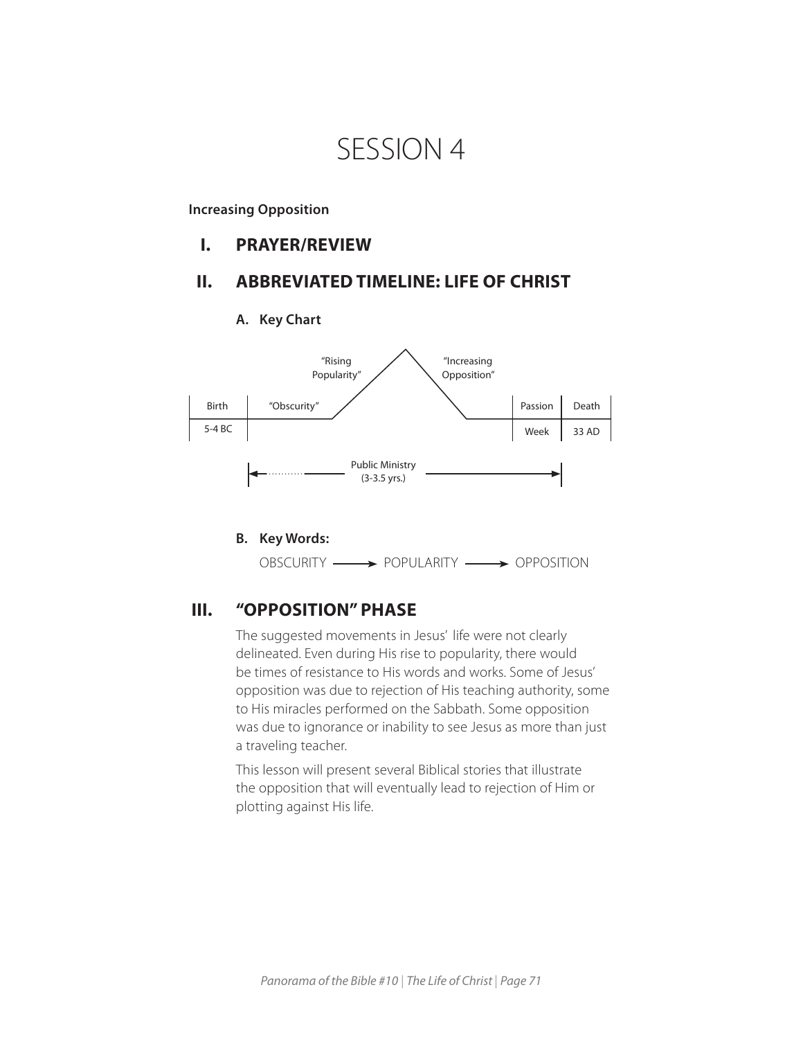# SESSION 4

**Increasing Opposition**

## I. PRAYER/REVIEW

## II. ABBREVIATED TIMELINE: LIFE OF CHRIST

### A. Key Chart

"Rising Popularity"

"Increasing Opposition"

Birth

5-4 BC

"Obscurity"

Passion

Week

Death

33 AD

Public Ministry (3-3.5 yrs.)

### B. Key Words:

OBSCURITY ⟶ POPULARITY ⟶ OPPOSITION

## III. "OPPOSITION" PHASE

The suggested movements in Jesus' life were not clearly delineated. Even during His rise to popularity, there would be times of resistance to His words and works. Some of Jesus' opposition was due to rejection of His teaching authority, some to His miracles performed on the Sabbath. Some opposition was due to ignorance or inability to see Jesus as more than just a traveling teacher.

This lesson will present several Biblical stories that illustrate the opposition that will eventually lead to rejection of Him or plotting against His life.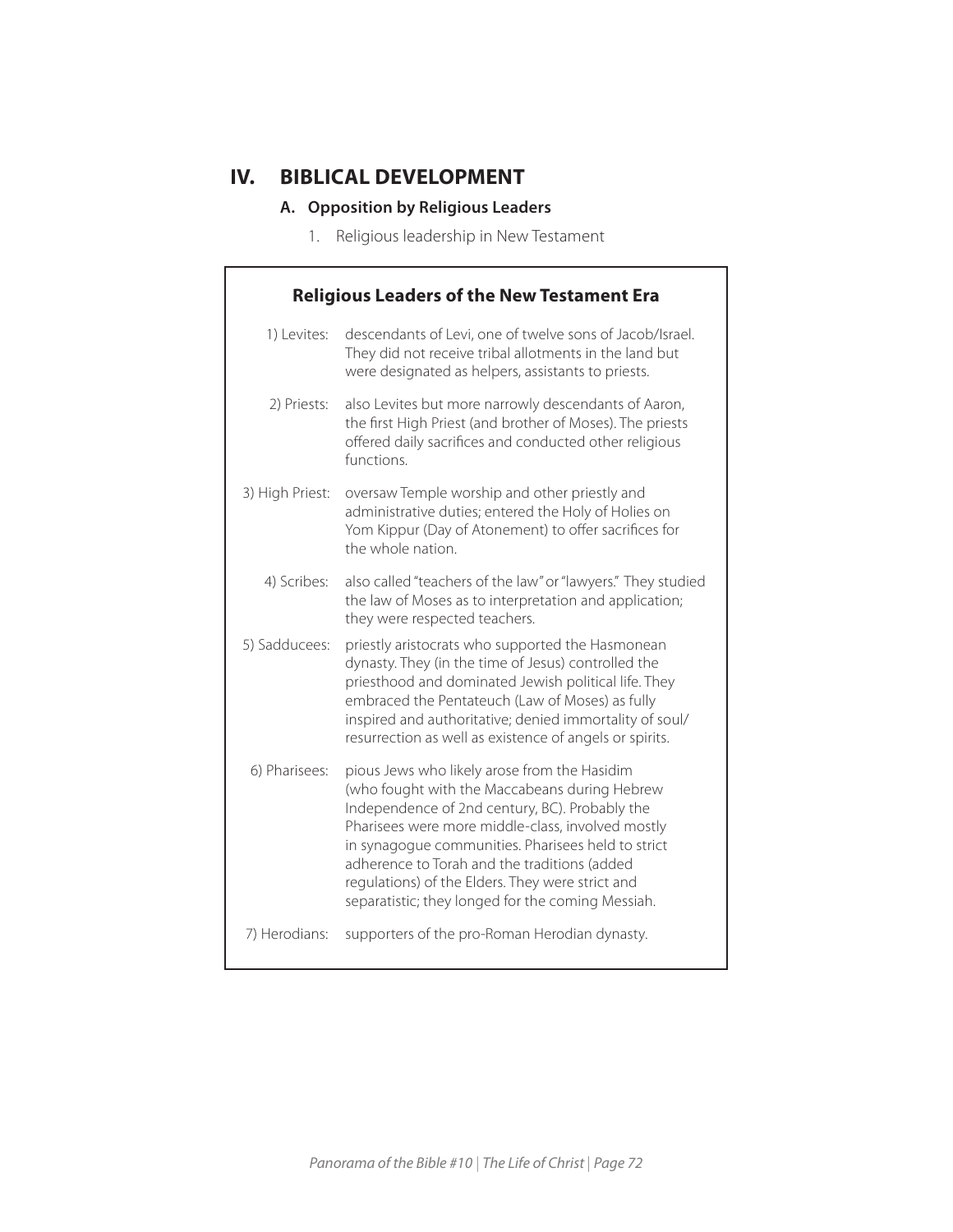# IV. BIBLICAL DEVELOPMENT

## A. Opposition by Religious Leaders

1. Religious leadership in New Testament

### Religious Leaders of the New Testament Era

| | |
|---|---|
| 1) Levites: | descendants of Levi, one of twelve sons of Jacob/Israel. They did not receive tribal allotments in the land but were designated as helpers, assistants to priests. |
| 2) Priests: | also Levites but more narrowly descendants of Aaron, the first High Priest (and brother of Moses). The priests offered daily sacrifices and conducted other religious functions. |
| 3) High Priest: | oversaw Temple worship and other priestly and administrative duties; entered the Holy of Holies on Yom Kippur (Day of Atonement) to offer sacrifices for the whole nation. |
| 4) Scribes: | also called "teachers of the law" or "lawyers." They studied the law of Moses as to interpretation and application; they were respected teachers. |
| 5) Sadducees: | priestly aristocrats who supported the Hasmonean dynasty. They (in the time of Jesus) controlled the priesthood and dominated Jewish political life. They embraced the Pentateuch (Law of Moses) as fully inspired and authoritative; denied immortality of soul/resurrection as well as existence of angels or spirits. |
| 6) Pharisees: | pious Jews who likely arose from the Hasidim (who fought with the Maccabeans during Hebrew Independence of 2nd century, BC). Probably the Pharisees were more middle-class, involved mostly in synagogue communities. Pharisees held to strict adherence to Torah and the traditions (added regulations) of the Elders. They were strict and separatistic; they longed for the coming Messiah. |
| 7) Herodians: | supporters of the pro-Roman Herodian dynasty. |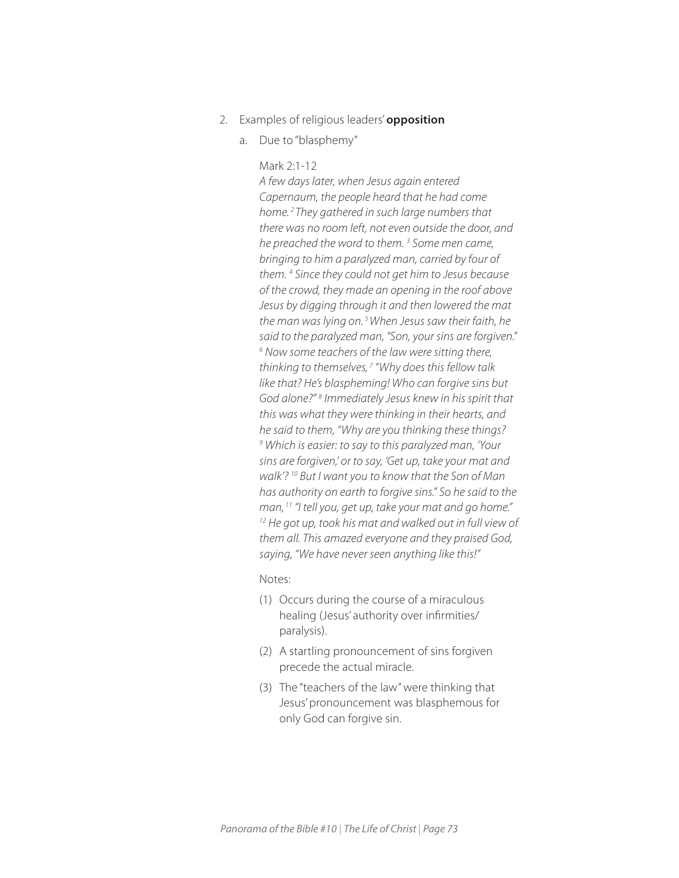2. Examples of religious leaders' **opposition**

   a. Due to "blasphemy"

      Mark 2:1-12

      *A few days later, when Jesus again entered Capernaum, the people heard that he had come home. [2] They gathered in such large numbers that there was no room left, not even outside the door, and he preached the word to them. [3] Some men came, bringing to him a paralyzed man, carried by four of them. [4] Since they could not get him to Jesus because of the crowd, they made an opening in the roof above Jesus by digging through it and then lowered the mat the man was lying on. [5] When Jesus saw their faith, he said to the paralyzed man, "Son, your sins are forgiven." [6] Now some teachers of the law were sitting there, thinking to themselves, [7] "Why does this fellow talk like that? He's blaspheming! Who can forgive sins but God alone?" [8] Immediately Jesus knew in his spirit that this was what they were thinking in their hearts, and he said to them, "Why are you thinking these things? [9] Which is easier: to say to this paralyzed man, 'Your sins are forgiven,' or to say, 'Get up, take your mat and walk'? [10] But I want you to know that the Son of Man has authority on earth to forgive sins." So he said to the man, [11] "I tell you, get up, take your mat and go home." [12] He got up, took his mat and walked out in full view of them all. This amazed everyone and they praised God, saying, "We have never seen anything like this!"*

      Notes:

      (1) Occurs during the course of a miraculous healing (Jesus' authority over infirmities/ paralysis).

      (2) A startling pronouncement of sins forgiven precede the actual miracle.

      (3) The "teachers of the law" were thinking that Jesus' pronouncement was blasphemous for only God can forgive sin.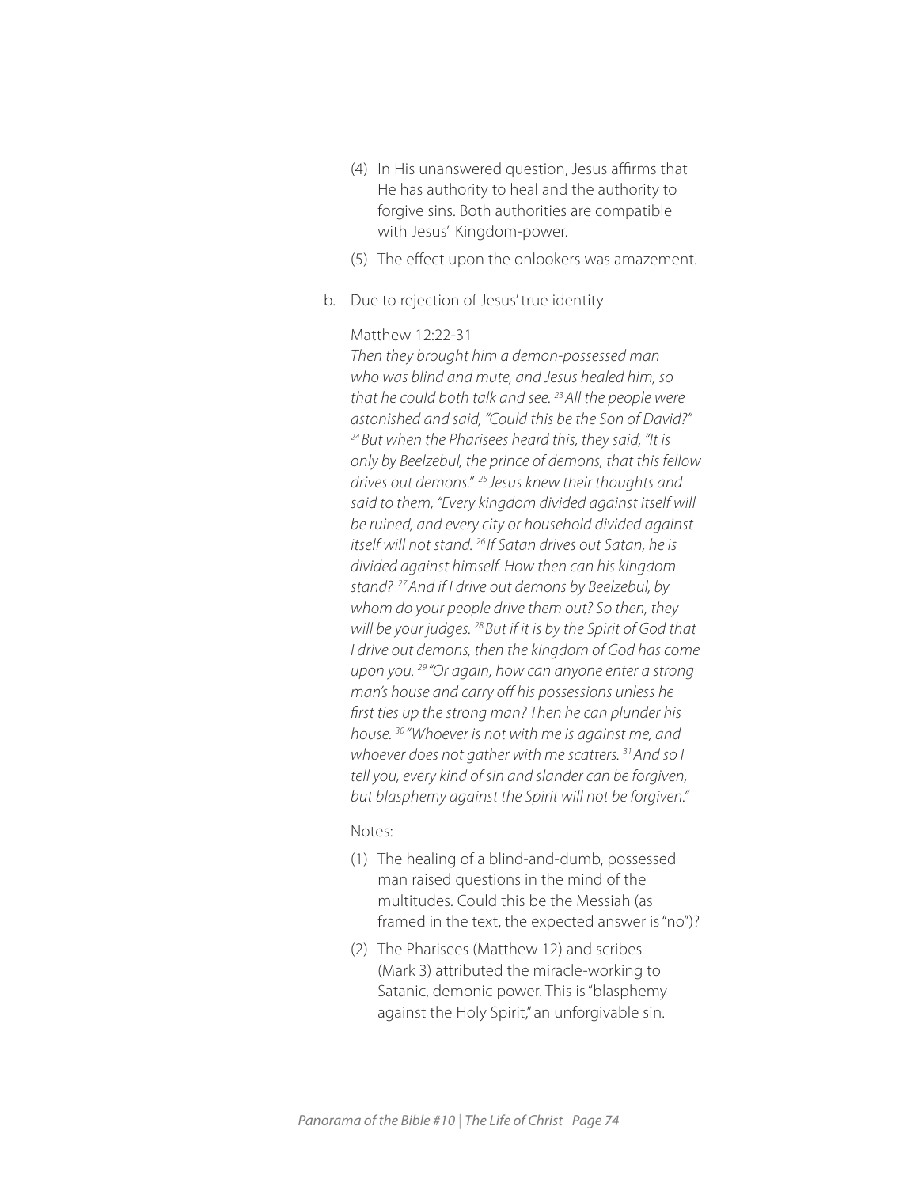(4) In His unanswered question, Jesus affirms that He has authority to heal and the authority to forgive sins. Both authorities are compatible with Jesus' Kingdom-power.

(5) The effect upon the onlookers was amazement.

b. Due to rejection of Jesus' true identity

Matthew 12:22-31

*Then they brought him a demon-possessed man who was blind and mute, and Jesus healed him, so that he could both talk and see. [23] All the people were astonished and said, "Could this be the Son of David?" [24] But when the Pharisees heard this, they said, "It is only by Beelzebul, the prince of demons, that this fellow drives out demons." [25] Jesus knew their thoughts and said to them, "Every kingdom divided against itself will be ruined, and every city or household divided against itself will not stand. [26] If Satan drives out Satan, he is divided against himself. How then can his kingdom stand? [27] And if I drive out demons by Beelzebul, by whom do your people drive them out? So then, they will be your judges. [28] But if it is by the Spirit of God that I drive out demons, then the kingdom of God has come upon you. [29] "Or again, how can anyone enter a strong man's house and carry off his possessions unless he first ties up the strong man? Then he can plunder his house. [30] "Whoever is not with me is against me, and whoever does not gather with me scatters. [31] And so I tell you, every kind of sin and slander can be forgiven, but blasphemy against the Spirit will not be forgiven."*

Notes:

(1) The healing of a blind-and-dumb, possessed man raised questions in the mind of the multitudes. Could this be the Messiah (as framed in the text, the expected answer is "no")?

(2) The Pharisees (Matthew 12) and scribes (Mark 3) attributed the miracle-working to Satanic, demonic power. This is "blasphemy against the Holy Spirit," an unforgivable sin.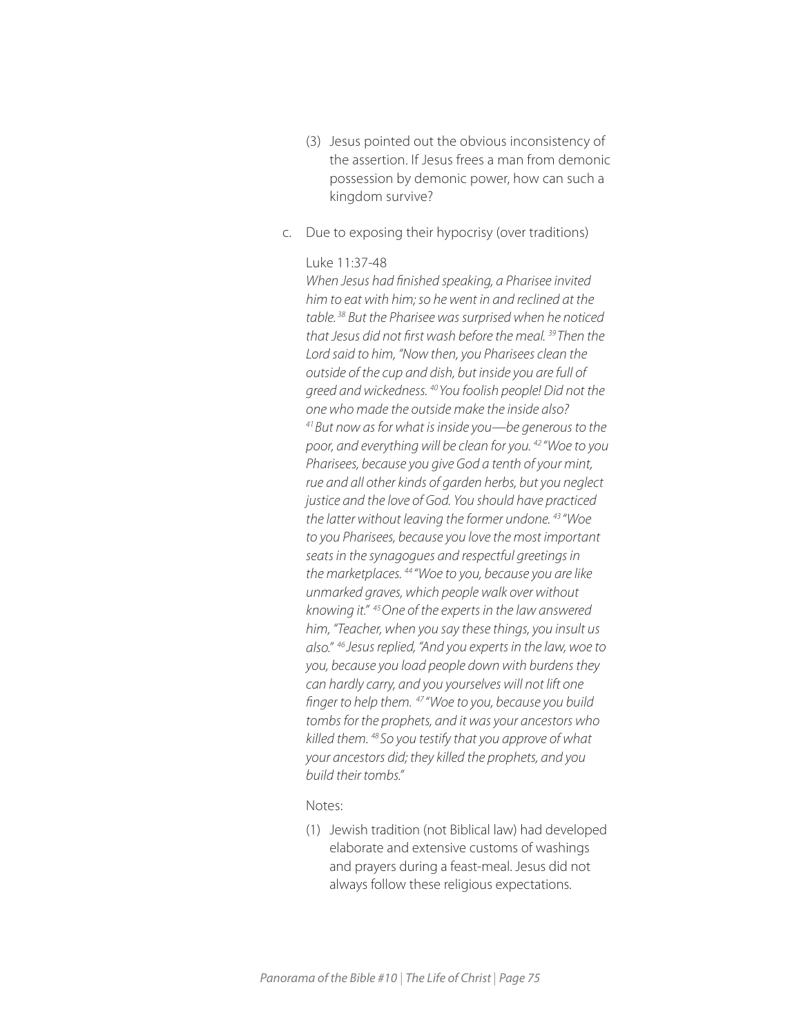(3) Jesus pointed out the obvious inconsistency of the assertion. If Jesus frees a man from demonic possession by demonic power, how can such a kingdom survive?

c. Due to exposing their hypocrisy (over traditions)

Luke 11:37-48

*When Jesus had finished speaking, a Pharisee invited him to eat with him; so he went in and reclined at the table. [38] But the Pharisee was surprised when he noticed that Jesus did not first wash before the meal. [39] Then the Lord said to him, "Now then, you Pharisees clean the outside of the cup and dish, but inside you are full of greed and wickedness. [40] You foolish people! Did not the one who made the outside make the inside also? [41] But now as for what is inside you—be generous to the poor, and everything will be clean for you. [42] "Woe to you Pharisees, because you give God a tenth of your mint, rue and all other kinds of garden herbs, but you neglect justice and the love of God. You should have practiced the latter without leaving the former undone. [43] "Woe to you Pharisees, because you love the most important seats in the synagogues and respectful greetings in the marketplaces. [44] "Woe to you, because you are like unmarked graves, which people walk over without knowing it." [45] One of the experts in the law answered him, "Teacher, when you say these things, you insult us also." [46] Jesus replied, "And you experts in the law, woe to you, because you load people down with burdens they can hardly carry, and you yourselves will not lift one finger to help them. [47] "Woe to you, because you build tombs for the prophets, and it was your ancestors who killed them. [48] So you testify that you approve of what your ancestors did; they killed the prophets, and you build their tombs."*

Notes:

(1) Jewish tradition (not Biblical law) had developed elaborate and extensive customs of washings and prayers during a feast-meal. Jesus did not always follow these religious expectations.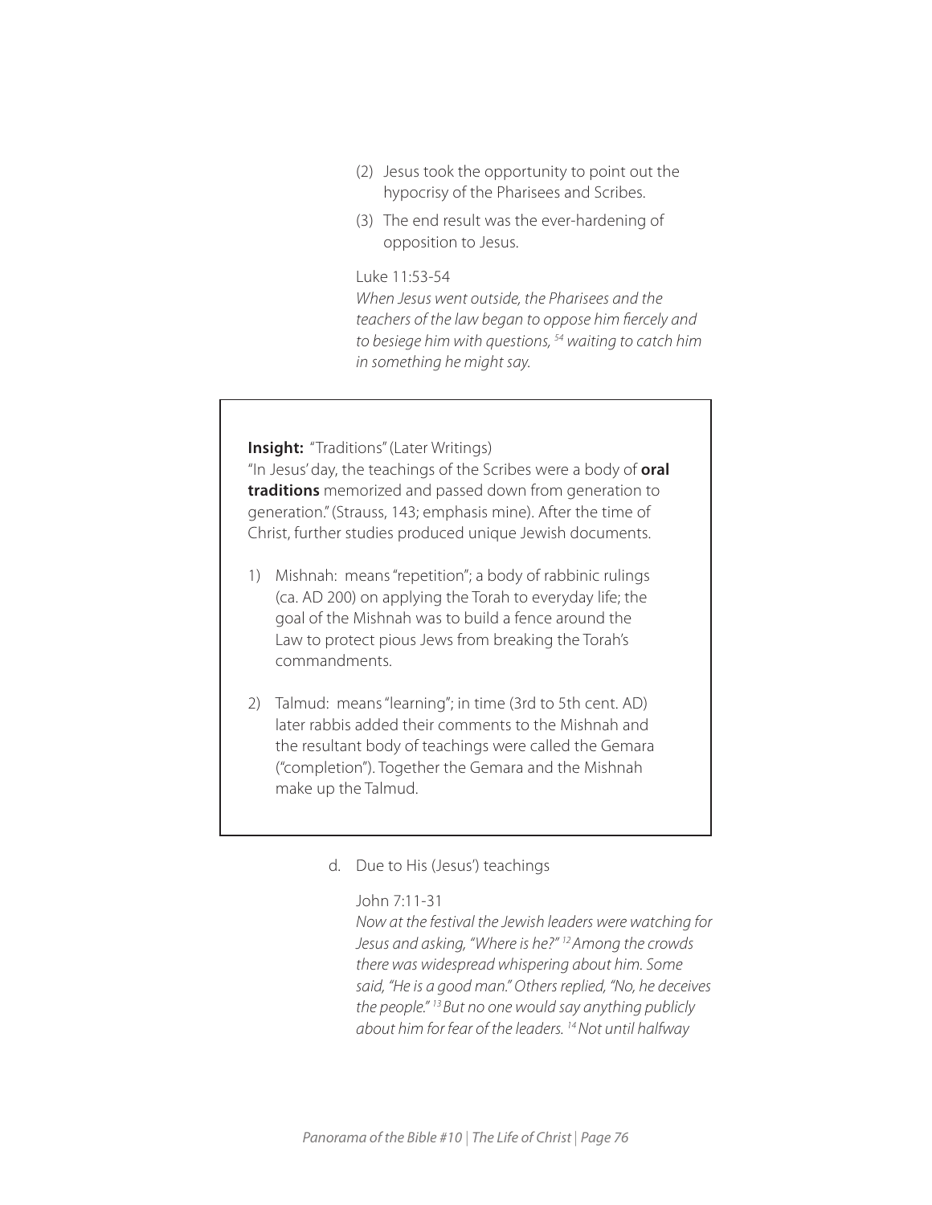(2) Jesus took the opportunity to point out the hypocrisy of the Pharisees and Scribes.

(3) The end result was the ever-hardening of opposition to Jesus.

Luke 11:53-54
*When Jesus went outside, the Pharisees and the teachers of the law began to oppose him fiercely and to besiege him with questions, [54] waiting to catch him in something he might say.*

**Insight:** "Traditions" (Later Writings)
"In Jesus' day, the teachings of the Scribes were a body of **oral traditions** memorized and passed down from generation to generation." (Strauss, 143; emphasis mine). After the time of Christ, further studies produced unique Jewish documents.

1) Mishnah: means "repetition"; a body of rabbinic rulings (ca. AD 200) on applying the Torah to everyday life; the goal of the Mishnah was to build a fence around the Law to protect pious Jews from breaking the Torah's commandments.

2) Talmud: means "learning"; in time (3rd to 5th cent. AD) later rabbis added their comments to the Mishnah and the resultant body of teachings were called the Gemara ("completion"). Together the Gemara and the Mishnah make up the Talmud.

d. Due to His (Jesus') teachings

John 7:11-31
*Now at the festival the Jewish leaders were watching for Jesus and asking, "Where is he?" [12] Among the crowds there was widespread whispering about him. Some said, "He is a good man." Others replied, "No, he deceives the people." [13] But no one would say anything publicly about him for fear of the leaders. [14] Not until halfway*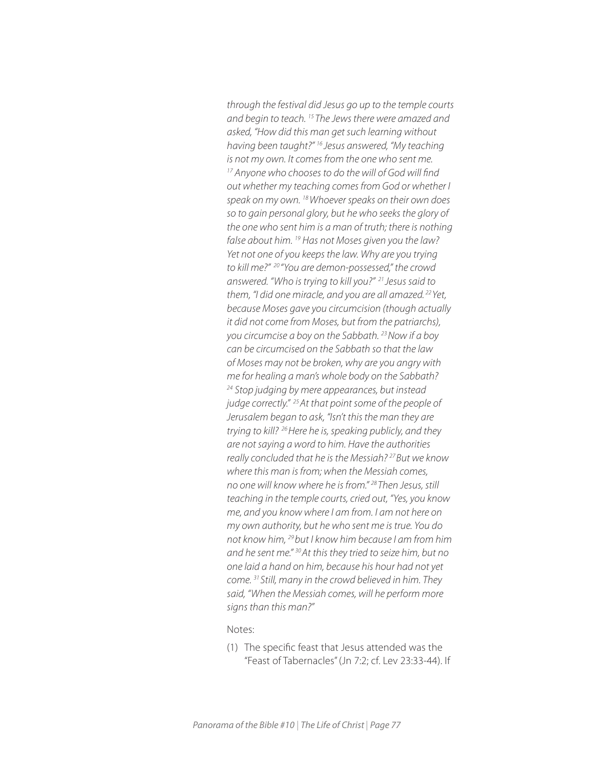*through the festival did Jesus go up to the temple courts and begin to teach.* [15] *The Jews there were amazed and asked, "How did this man get such learning without having been taught?"* [16] *Jesus answered, "My teaching is not my own. It comes from the one who sent me.* [17] *Anyone who chooses to do the will of God will find out whether my teaching comes from God or whether I speak on my own.* [18] *Whoever speaks on their own does so to gain personal glory, but he who seeks the glory of the one who sent him is a man of truth; there is nothing false about him.* [19] *Has not Moses given you the law? Yet not one of you keeps the law. Why are you trying to kill me?"* [20] *"You are demon-possessed," the crowd answered. "Who is trying to kill you?"* [21] *Jesus said to them, "I did one miracle, and you are all amazed.* [22] *Yet, because Moses gave you circumcision (though actually it did not come from Moses, but from the patriarchs), you circumcise a boy on the Sabbath.* [23] *Now if a boy can be circumcised on the Sabbath so that the law of Moses may not be broken, why are you angry with me for healing a man's whole body on the Sabbath?* [24] *Stop judging by mere appearances, but instead judge correctly."* [25] *At that point some of the people of Jerusalem began to ask, "Isn't this the man they are trying to kill?* [26] *Here he is, speaking publicly, and they are not saying a word to him. Have the authorities really concluded that he is the Messiah?* [27] *But we know where this man is from; when the Messiah comes, no one will know where he is from."* [28] *Then Jesus, still teaching in the temple courts, cried out, "Yes, you know me, and you know where I am from. I am not here on my own authority, but he who sent me is true. You do not know him,* [29] *but I know him because I am from him and he sent me."* [30] *At this they tried to seize him, but no one laid a hand on him, because his hour had not yet come.* [31] *Still, many in the crowd believed in him. They said, "When the Messiah comes, will he perform more signs than this man?"*

Notes:

(1) The specific feast that Jesus attended was the "Feast of Tabernacles" (Jn 7:2; cf. Lev 23:33-44). If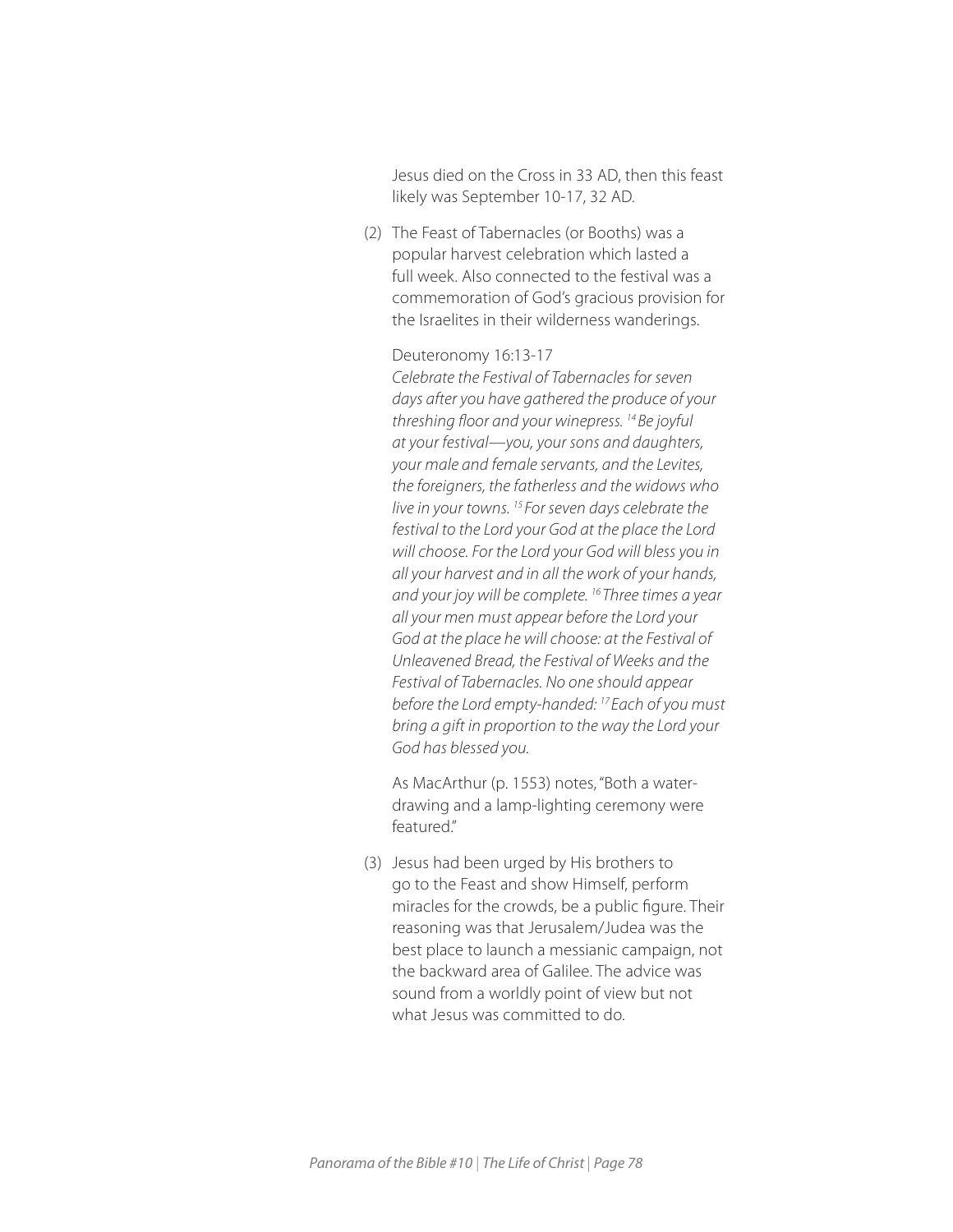Jesus died on the Cross in 33 AD, then this feast likely was September 10-17, 32 AD.

(2) The Feast of Tabernacles (or Booths) was a popular harvest celebration which lasted a full week. Also connected to the festival was a commemoration of God's gracious provision for the Israelites in their wilderness wanderings.

Deuteronomy 16:13-17
*Celebrate the Festival of Tabernacles for seven days after you have gathered the produce of your threshing floor and your winepress. [14] Be joyful at your festival—you, your sons and daughters, your male and female servants, and the Levites, the foreigners, the fatherless and the widows who live in your towns. [15] For seven days celebrate the festival to the Lord your God at the place the Lord will choose. For the Lord your God will bless you in all your harvest and in all the work of your hands, and your joy will be complete. [16] Three times a year all your men must appear before the Lord your God at the place he will choose: at the Festival of Unleavened Bread, the Festival of Weeks and the Festival of Tabernacles. No one should appear before the Lord empty-handed: [17] Each of you must bring a gift in proportion to the way the Lord your God has blessed you.*

As MacArthur (p. 1553) notes, "Both a water-drawing and a lamp-lighting ceremony were featured."

(3) Jesus had been urged by His brothers to go to the Feast and show Himself, perform miracles for the crowds, be a public figure. Their reasoning was that Jerusalem/Judea was the best place to launch a messianic campaign, not the backward area of Galilee. The advice was sound from a worldly point of view but not what Jesus was committed to do.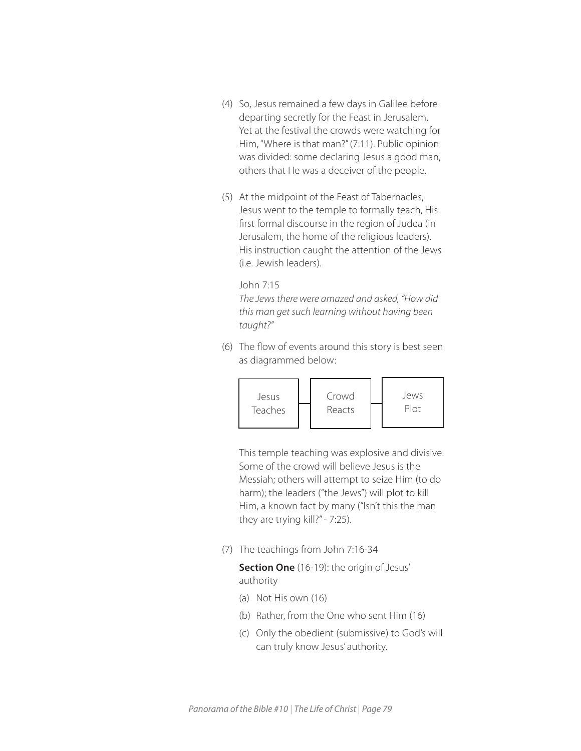(4) So, Jesus remained a few days in Galilee before departing secretly for the Feast in Jerusalem. Yet at the festival the crowds were watching for Him, "Where is that man?" (7:11). Public opinion was divided: some declaring Jesus a good man, others that He was a deceiver of the people.

(5) At the midpoint of the Feast of Tabernacles, Jesus went to the temple to formally teach, His first formal discourse in the region of Judea (in Jerusalem, the home of the religious leaders). His instruction caught the attention of the Jews (i.e. Jewish leaders).

John 7:15
*The Jews there were amazed and asked, "How did this man get such learning without having been taught?"*

(6) The flow of events around this story is best seen as diagrammed below:

Jesus Teaches
Crowd Reacts
Jews Plot

This temple teaching was explosive and divisive. Some of the crowd will believe Jesus is the Messiah; others will attempt to seize Him (to do harm); the leaders ("the Jews") will plot to kill Him, a known fact by many ("Isn't this the man they are trying kill?" - 7:25).

(7) The teachings from John 7:16-34

**Section One** (16-19): the origin of Jesus' authority

(a) Not His own (16)

(b) Rather, from the One who sent Him (16)

(c) Only the obedient (submissive) to God's will can truly know Jesus' authority.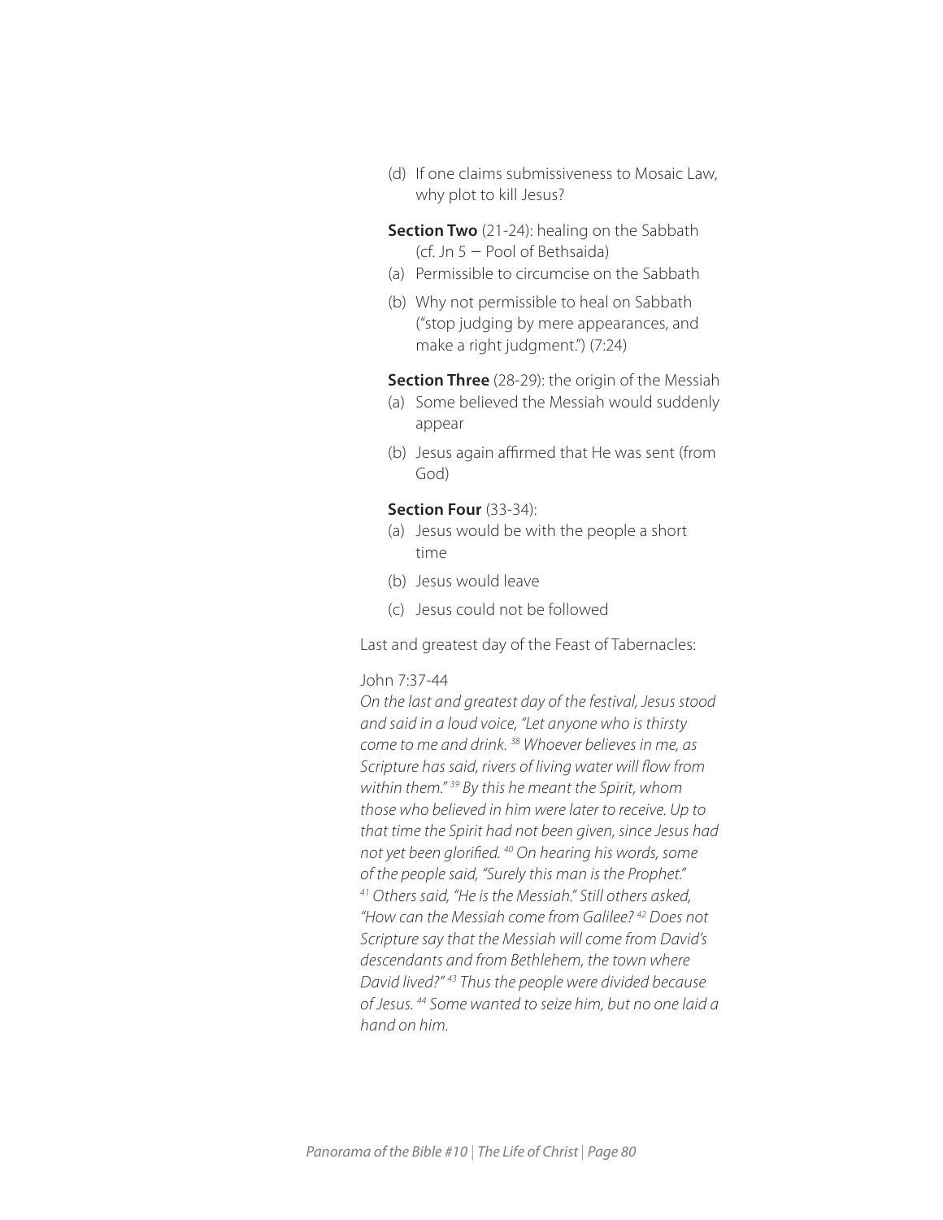(d) If one claims submissiveness to Mosaic Law, why plot to kill Jesus?

**Section Two** (21-24): healing on the Sabbath (cf. Jn 5 – Pool of Bethsaida)

(a) Permissible to circumcise on the Sabbath

(b) Why not permissible to heal on Sabbath ("stop judging by mere appearances, and make a right judgment.") (7:24)

**Section Three** (28-29): the origin of the Messiah

(a) Some believed the Messiah would suddenly appear

(b) Jesus again affirmed that He was sent (from God)

**Section Four** (33-34):

(a) Jesus would be with the people a short time

(b) Jesus would leave

(c) Jesus could not be followed

Last and greatest day of the Feast of Tabernacles:

John 7:37-44

*On the last and greatest day of the festival, Jesus stood and said in a loud voice, "Let anyone who is thirsty come to me and drink. [38] Whoever believes in me, as Scripture has said, rivers of living water will flow from within them." [39] By this he meant the Spirit, whom those who believed in him were later to receive. Up to that time the Spirit had not been given, since Jesus had not yet been glorified. [40] On hearing his words, some of the people said, "Surely this man is the Prophet." [41] Others said, "He is the Messiah." Still others asked, "How can the Messiah come from Galilee? [42] Does not Scripture say that the Messiah will come from David's descendants and from Bethlehem, the town where David lived?" [43] Thus the people were divided because of Jesus. [44] Some wanted to seize him, but no one laid a hand on him.*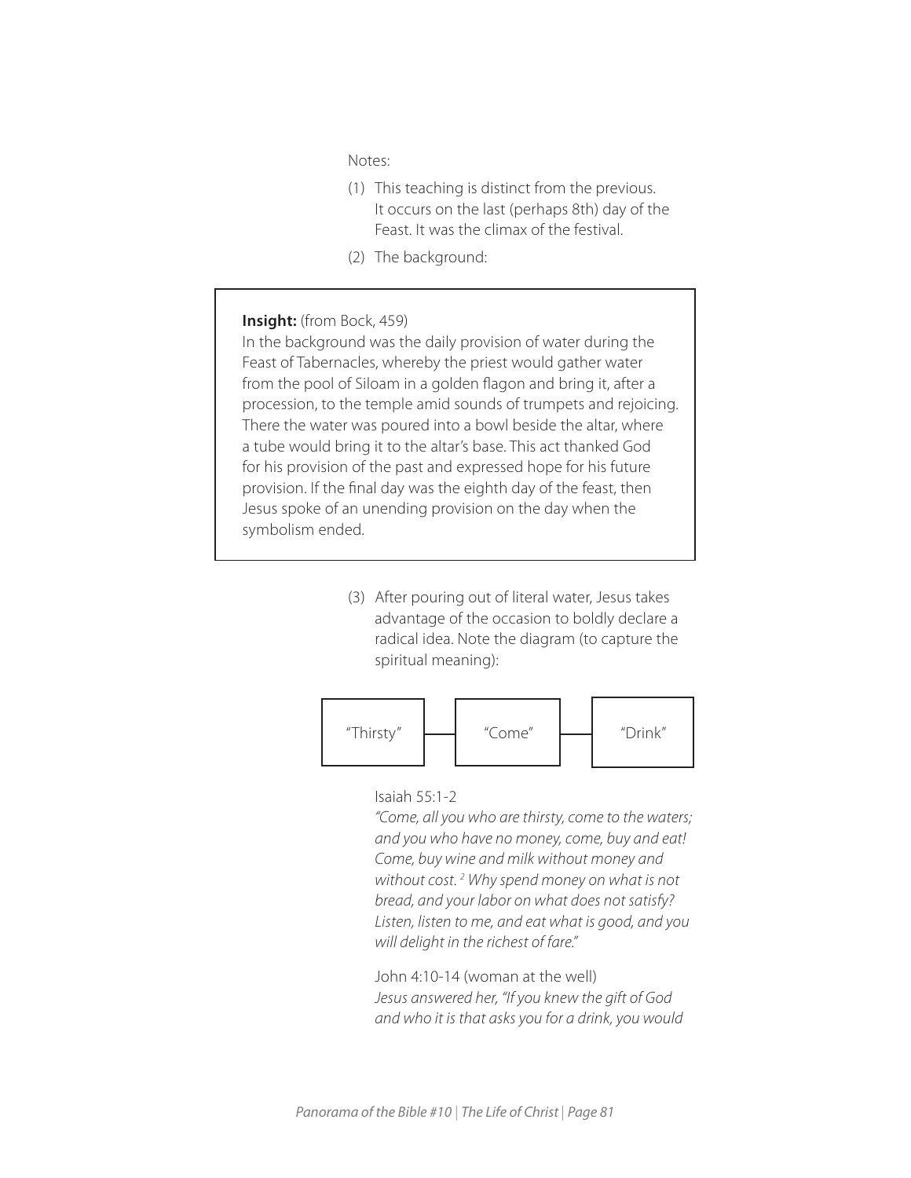Notes:

(1) This teaching is distinct from the previous. It occurs on the last (perhaps 8th) day of the Feast. It was the climax of the festival.

(2) The background:

> **Insight:** (from Bock, 459)
> In the background was the daily provision of water during the Feast of Tabernacles, whereby the priest would gather water from the pool of Siloam in a golden flagon and bring it, after a procession, to the temple amid sounds of trumpets and rejoicing. There the water was poured into a bowl beside the altar, where a tube would bring it to the altar's base. This act thanked God for his provision of the past and expressed hope for his future provision. If the final day was the eighth day of the feast, then Jesus spoke of an unending provision on the day when the symbolism ended.

(3) After pouring out of literal water, Jesus takes advantage of the occasion to boldly declare a radical idea. Note the diagram (to capture the spiritual meaning):

"Thirsty" — "Come" — "Drink"

Isaiah 55:1-2
*"Come, all you who are thirsty, come to the waters; and you who have no money, come, buy and eat! Come, buy wine and milk without money and without cost. [2] Why spend money on what is not bread, and your labor on what does not satisfy? Listen, listen to me, and eat what is good, and you will delight in the richest of fare."*

John 4:10-14 (woman at the well)
*Jesus answered her, "If you knew the gift of God and who it is that asks you for a drink, you would*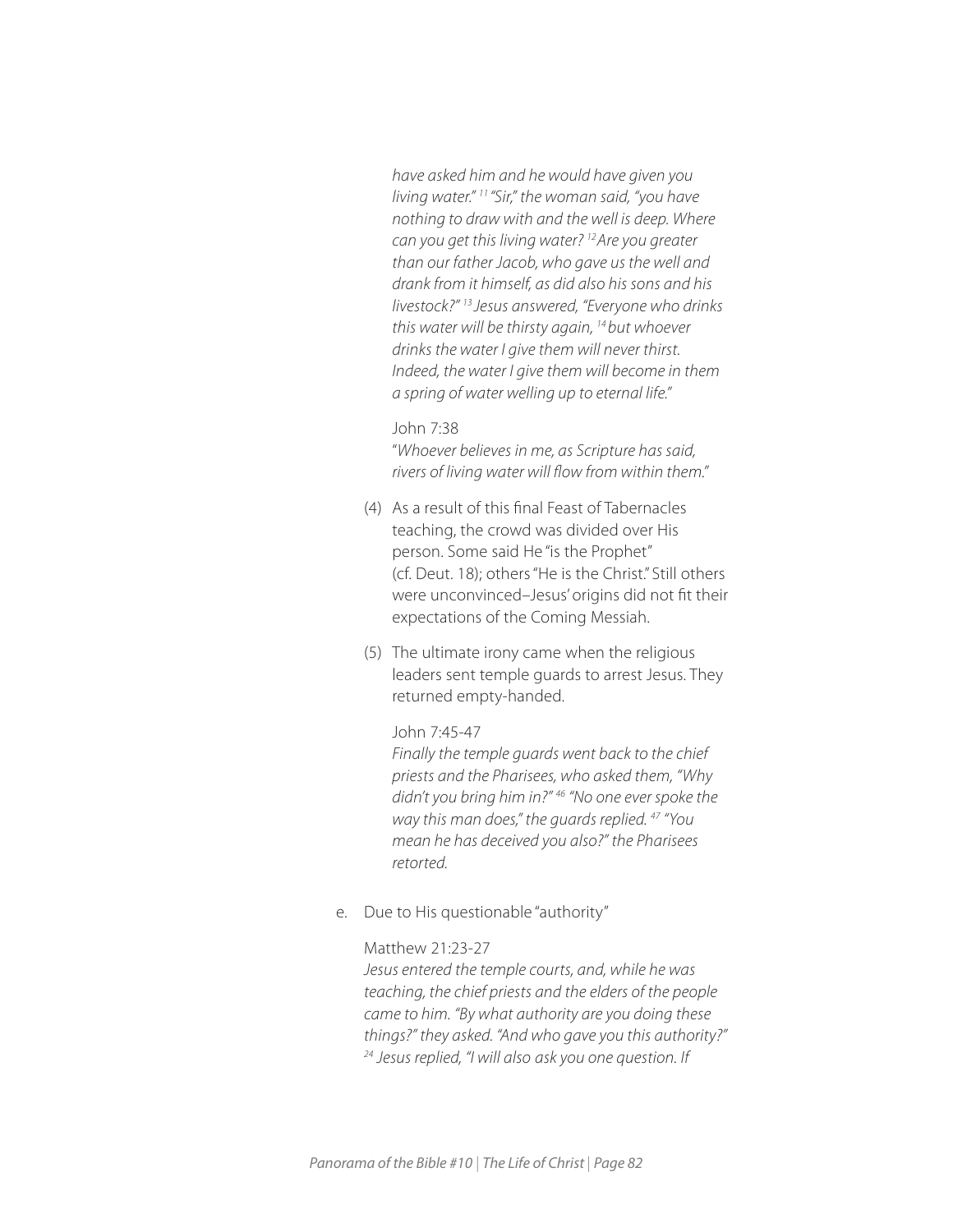*have asked him and he would have given you living water."* [11] *"Sir," the woman said, "you have nothing to draw with and the well is deep. Where can you get this living water?* [12] *Are you greater than our father Jacob, who gave us the well and drank from it himself, as did also his sons and his livestock?"* [13] *Jesus answered, "Everyone who drinks this water will be thirsty again,* [14] *but whoever drinks the water I give them will never thirst. Indeed, the water I give them will become in them a spring of water welling up to eternal life."*

John 7:38
"*Whoever believes in me, as Scripture has said, rivers of living water will flow from within them.*"

(4) As a result of this final Feast of Tabernacles teaching, the crowd was divided over His person. Some said He "is the Prophet" (cf. Deut. 18); others "He is the Christ." Still others were unconvinced–Jesus' origins did not fit their expectations of the Coming Messiah.

(5) The ultimate irony came when the religious leaders sent temple guards to arrest Jesus. They returned empty-handed.

John 7:45-47
*Finally the temple guards went back to the chief priests and the Pharisees, who asked them, "Why didn't you bring him in?"* [46] *"No one ever spoke the way this man does," the guards replied.* [47] *"You mean he has deceived you also?" the Pharisees retorted.*

e. Due to His questionable "authority"

Matthew 21:23-27
*Jesus entered the temple courts, and, while he was teaching, the chief priests and the elders of the people came to him. "By what authority are you doing these things?" they asked. "And who gave you this authority?"* [24] *Jesus replied, "I will also ask you one question. If*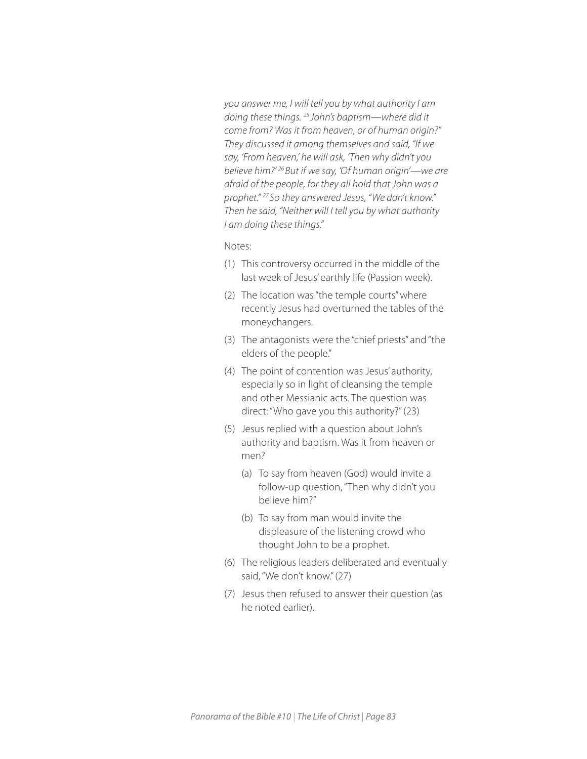*you answer me, I will tell you by what authority I am doing these things. [25] John's baptism—where did it come from? Was it from heaven, or of human origin?" They discussed it among themselves and said, "If we say, 'From heaven,' he will ask, 'Then why didn't you believe him?' [26] But if we say, 'Of human origin'—we are afraid of the people, for they all hold that John was a prophet." [27] So they answered Jesus, "We don't know." Then he said, "Neither will I tell you by what authority I am doing these things."*

Notes:

(1) This controversy occurred in the middle of the last week of Jesus' earthly life (Passion week).

(2) The location was "the temple courts" where recently Jesus had overturned the tables of the moneychangers.

(3) The antagonists were the "chief priests" and "the elders of the people."

(4) The point of contention was Jesus' authority, especially so in light of cleansing the temple and other Messianic acts. The question was direct: "Who gave you this authority?" (23)

(5) Jesus replied with a question about John's authority and baptism. Was it from heaven or men?

 (a) To say from heaven (God) would invite a follow-up question, "Then why didn't you believe him?"

 (b) To say from man would invite the displeasure of the listening crowd who thought John to be a prophet.

(6) The religious leaders deliberated and eventually said, "We don't know." (27)

(7) Jesus then refused to answer their question (as he noted earlier).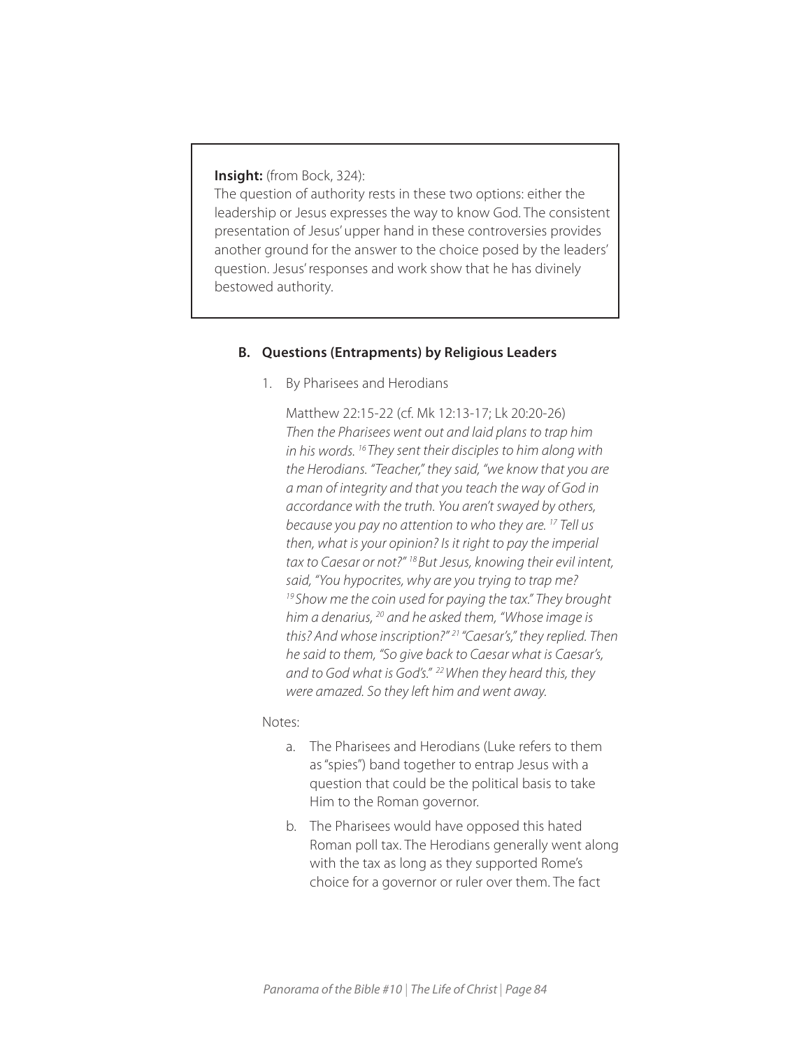**Insight:** (from Bock, 324):
The question of authority rests in these two options: either the leadership or Jesus expresses the way to know God. The consistent presentation of Jesus' upper hand in these controversies provides another ground for the answer to the choice posed by the leaders' question. Jesus' responses and work show that he has divinely bestowed authority.

### B. Questions (Entrapments) by Religious Leaders

1. By Pharisees and Herodians

   Matthew 22:15-22 (cf. Mk 12:13-17; Lk 20:20-26)
   *Then the Pharisees went out and laid plans to trap him in his words. [16] They sent their disciples to him along with the Herodians. "Teacher," they said, "we know that you are a man of integrity and that you teach the way of God in accordance with the truth. You aren't swayed by others, because you pay no attention to who they are. [17] Tell us then, what is your opinion? Is it right to pay the imperial tax to Caesar or not?" [18] But Jesus, knowing their evil intent, said, "You hypocrites, why are you trying to trap me? [19] Show me the coin used for paying the tax." They brought him a denarius, [20] and he asked them, "Whose image is this? And whose inscription?" [21] "Caesar's," they replied. Then he said to them, "So give back to Caesar what is Caesar's, and to God what is God's." [22] When they heard this, they were amazed. So they left him and went away.*

Notes:

a. The Pharisees and Herodians (Luke refers to them as "spies") band together to entrap Jesus with a question that could be the political basis to take Him to the Roman governor.

b. The Pharisees would have opposed this hated Roman poll tax. The Herodians generally went along with the tax as long as they supported Rome's choice for a governor or ruler over them. The fact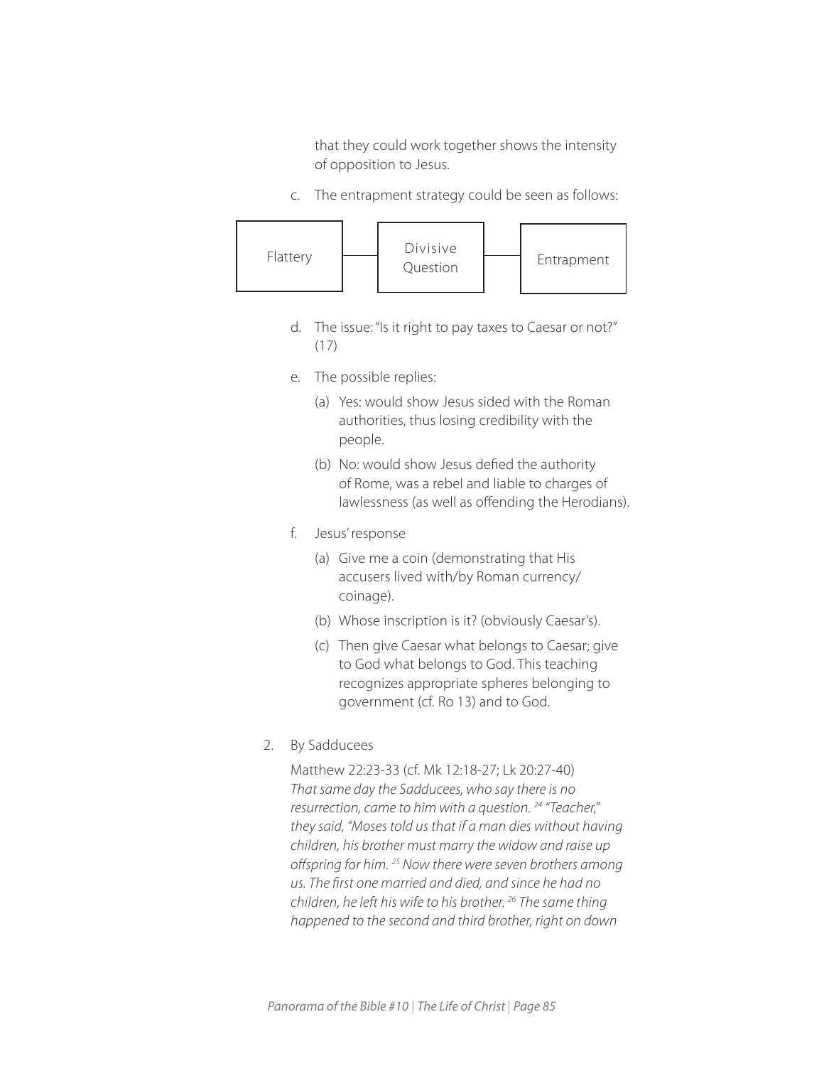that they could work together shows the intensity of opposition to Jesus.

c. The entrapment strategy could be seen as follows:

Flattery

Divisive Question

Entrapment

d. The issue: "Is it right to pay taxes to Caesar or not?" (17)

e. The possible replies:

   (a) Yes: would show Jesus sided with the Roman authorities, thus losing credibility with the people.

   (b) No: would show Jesus defied the authority of Rome, was a rebel and liable to charges of lawlessness (as well as offending the Herodians).

f. Jesus' response

   (a) Give me a coin (demonstrating that His accusers lived with/by Roman currency/coinage).

   (b) Whose inscription is it? (obviously Caesar's).

   (c) Then give Caesar what belongs to Caesar; give to God what belongs to God. This teaching recognizes appropriate spheres belonging to government (cf. Ro 13) and to God.

2. By Sadducees

   Matthew 22:23-33 (cf. Mk 12:18-27; Lk 20:27-40)
   *That same day the Sadducees, who say there is no resurrection, came to him with a question. [24] "Teacher," they said, "Moses told us that if a man dies without having children, his brother must marry the widow and raise up offspring for him. [25] Now there were seven brothers among us. The first one married and died, and since he had no children, he left his wife to his brother. [26] The same thing happened to the second and third brother, right on down*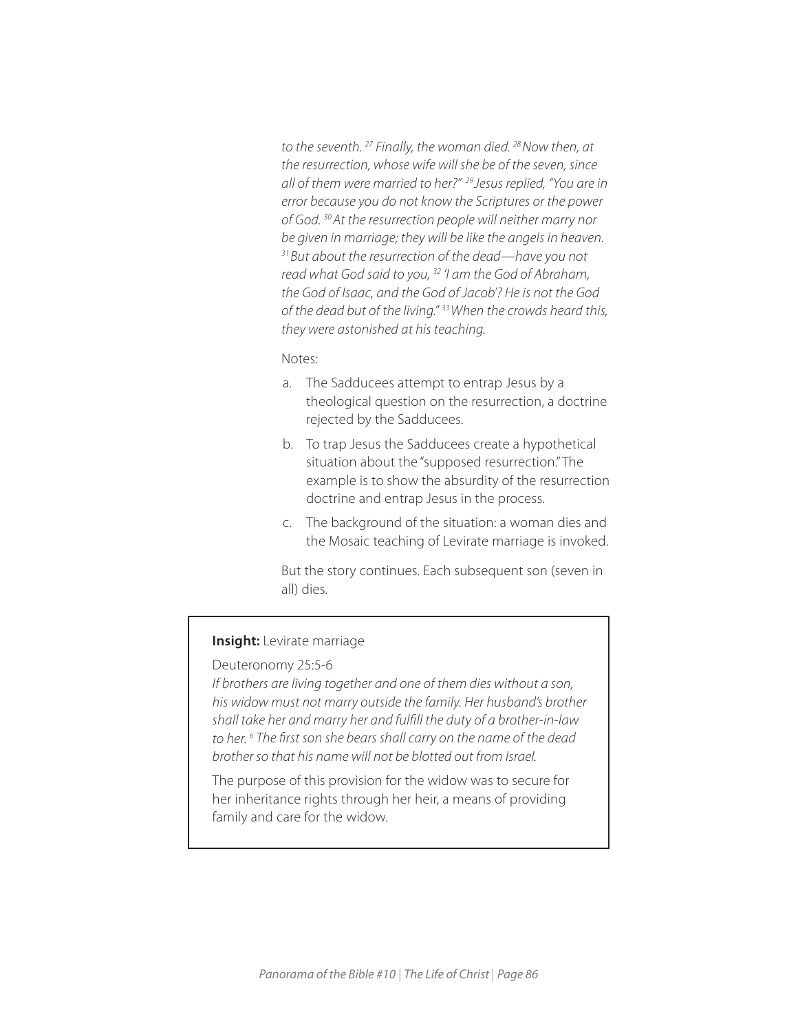*to the seventh.* [27] *Finally, the woman died.* [28] *Now then, at the resurrection, whose wife will she be of the seven, since all of them were married to her?"* [29] *Jesus replied, "You are in error because you do not know the Scriptures or the power of God.* [30] *At the resurrection people will neither marry nor be given in marriage; they will be like the angels in heaven.* [31] *But about the resurrection of the dead—have you not read what God said to you,* [32] *'I am the God of Abraham, the God of Isaac, and the God of Jacob'? He is not the God of the dead but of the living."* [33] *When the crowds heard this, they were astonished at his teaching.*

Notes:

a. The Sadducees attempt to entrap Jesus by a theological question on the resurrection, a doctrine rejected by the Sadducees.

b. To trap Jesus the Sadducees create a hypothetical situation about the "supposed resurrection." The example is to show the absurdity of the resurrection doctrine and entrap Jesus in the process.

c. The background of the situation: a woman dies and the Mosaic teaching of Levirate marriage is invoked.

But the story continues. Each subsequent son (seven in all) dies.

**Insight:** Levirate marriage

Deuteronomy 25:5-6

*If brothers are living together and one of them dies without a son, his widow must not marry outside the family. Her husband's brother shall take her and marry her and fulfill the duty of a brother-in-law to her.* [6] *The first son she bears shall carry on the name of the dead brother so that his name will not be blotted out from Israel.*

The purpose of this provision for the widow was to secure for her inheritance rights through her heir, a means of providing family and care for the widow.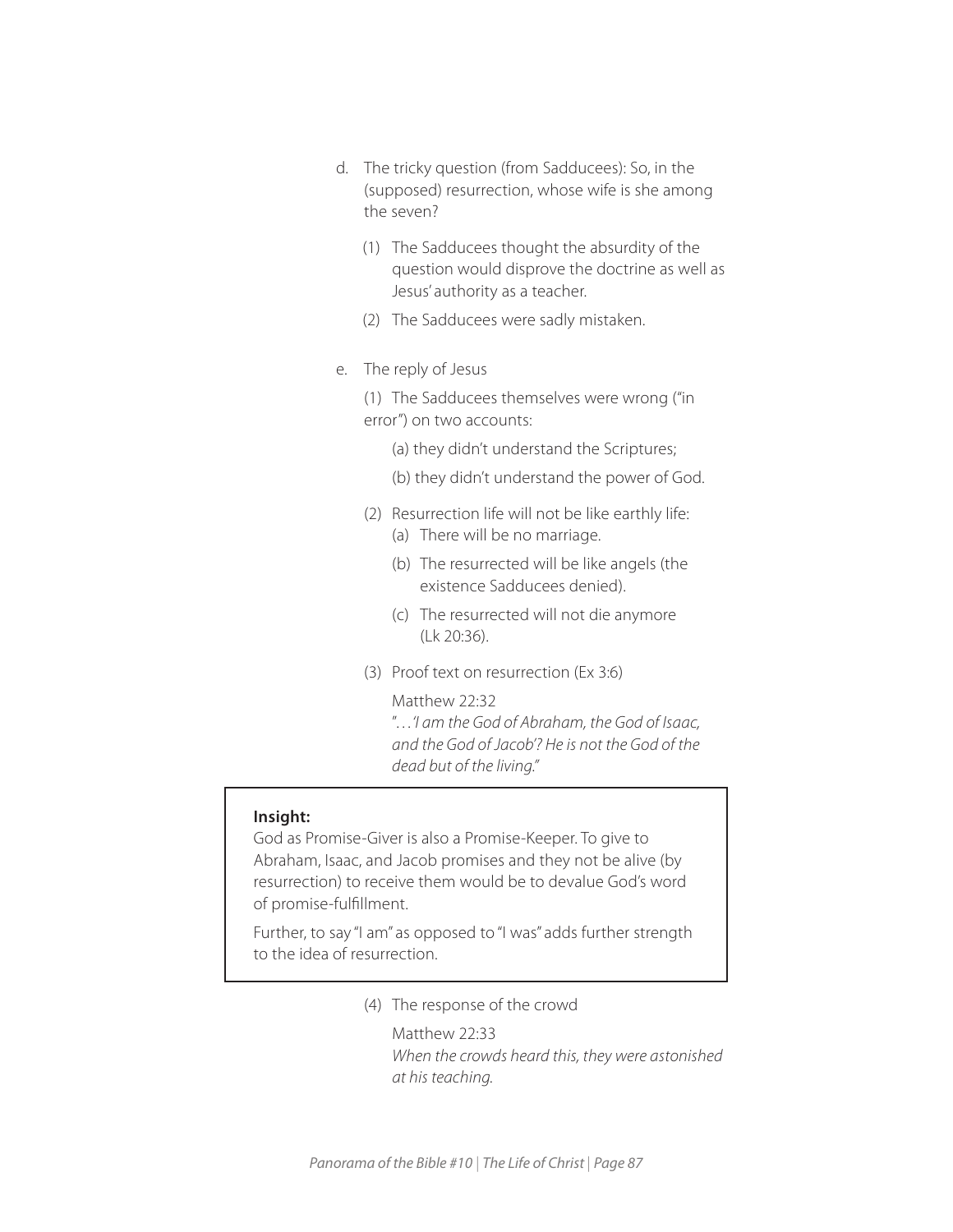d. The tricky question (from Sadducees): So, in the (supposed) resurrection, whose wife is she among the seven?

   (1) The Sadducees thought the absurdity of the question would disprove the doctrine as well as Jesus' authority as a teacher.

   (2) The Sadducees were sadly mistaken.

e. The reply of Jesus

   (1) The Sadducees themselves were wrong ("in error") on two accounts:

      (a) they didn't understand the Scriptures;

      (b) they didn't understand the power of God.

   (2) Resurrection life will not be like earthly life:

      (a) There will be no marriage.

      (b) The resurrected will be like angels (the existence Sadducees denied).

      (c) The resurrected will not die anymore (Lk 20:36).

   (3) Proof text on resurrection (Ex 3:6)

      Matthew 22:32
      *"…'I am the God of Abraham, the God of Isaac, and the God of Jacob'? He is not the God of the dead but of the living."*

> **Insight:**
> God as Promise-Giver is also a Promise-Keeper. To give to Abraham, Isaac, and Jacob promises and they not be alive (by resurrection) to receive them would be to devalue God's word of promise-fulfillment.
>
> Further, to say "I am" as opposed to "I was" adds further strength to the idea of resurrection.

   (4) The response of the crowd

      Matthew 22:33
      *When the crowds heard this, they were astonished at his teaching.*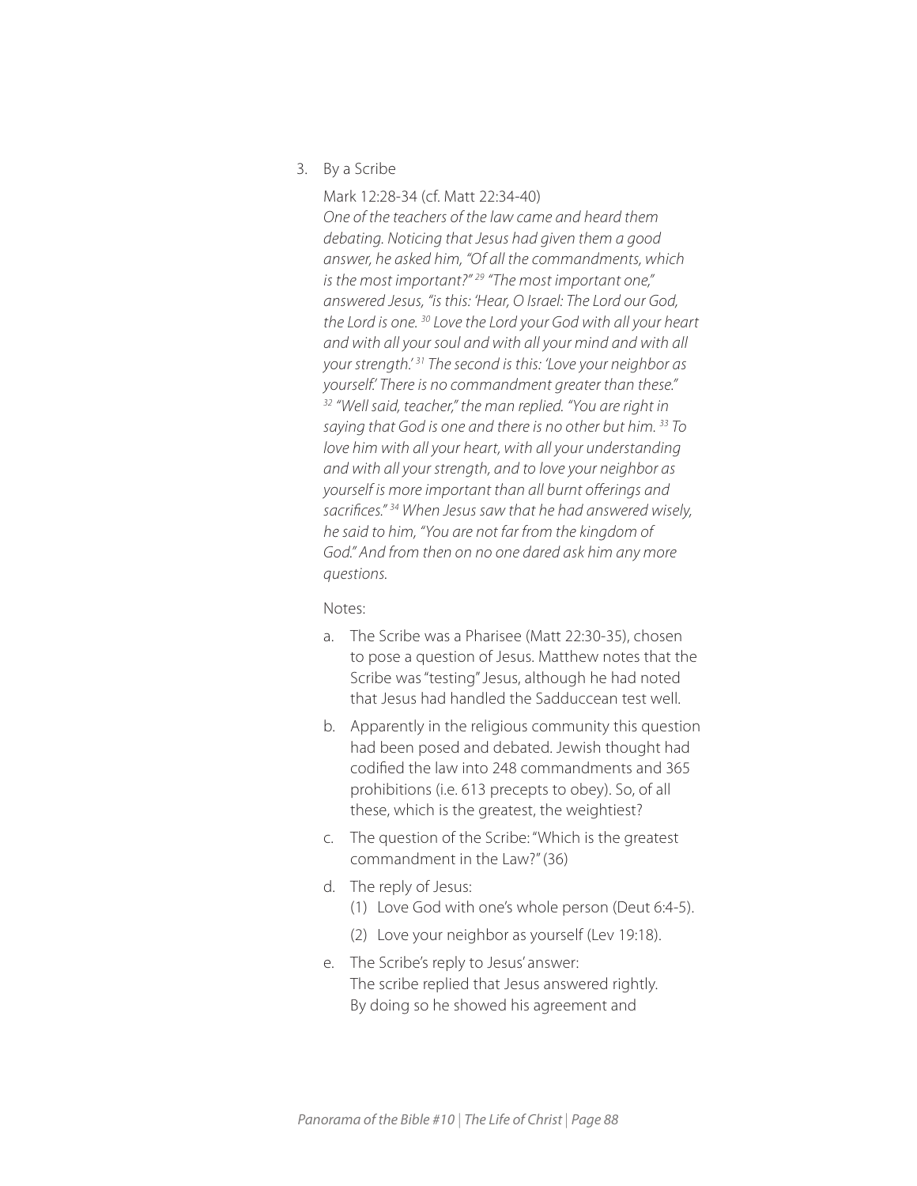3. By a Scribe

   Mark 12:28-34 (cf. Matt 22:34-40)

   *One of the teachers of the law came and heard them debating. Noticing that Jesus had given them a good answer, he asked him, "Of all the commandments, which is the most important?"* [29] *"The most important one," answered Jesus, "is this: 'Hear, O Israel: The Lord our God, the Lord is one.* [30] *Love the Lord your God with all your heart and with all your soul and with all your mind and with all your strength.'* [31] *The second is this: 'Love your neighbor as yourself.' There is no commandment greater than these."* [32] *"Well said, teacher," the man replied. "You are right in saying that God is one and there is no other but him.* [33] *To love him with all your heart, with all your understanding and with all your strength, and to love your neighbor as yourself is more important than all burnt offerings and sacrifices."* [34] *When Jesus saw that he had answered wisely, he said to him, "You are not far from the kingdom of God." And from then on no one dared ask him any more questions.*

   Notes:

   a. The Scribe was a Pharisee (Matt 22:30-35), chosen to pose a question of Jesus. Matthew notes that the Scribe was "testing" Jesus, although he had noted that Jesus had handled the Sadduccean test well.

   b. Apparently in the religious community this question had been posed and debated. Jewish thought had codified the law into 248 commandments and 365 prohibitions (i.e. 613 precepts to obey). So, of all these, which is the greatest, the weightiest?

   c. The question of the Scribe: "Which is the greatest commandment in the Law?" (36)

   d. The reply of Jesus:
      (1) Love God with one's whole person (Deut 6:4-5).
      (2) Love your neighbor as yourself (Lev 19:18).

   e. The Scribe's reply to Jesus' answer:
      The scribe replied that Jesus answered rightly. By doing so he showed his agreement and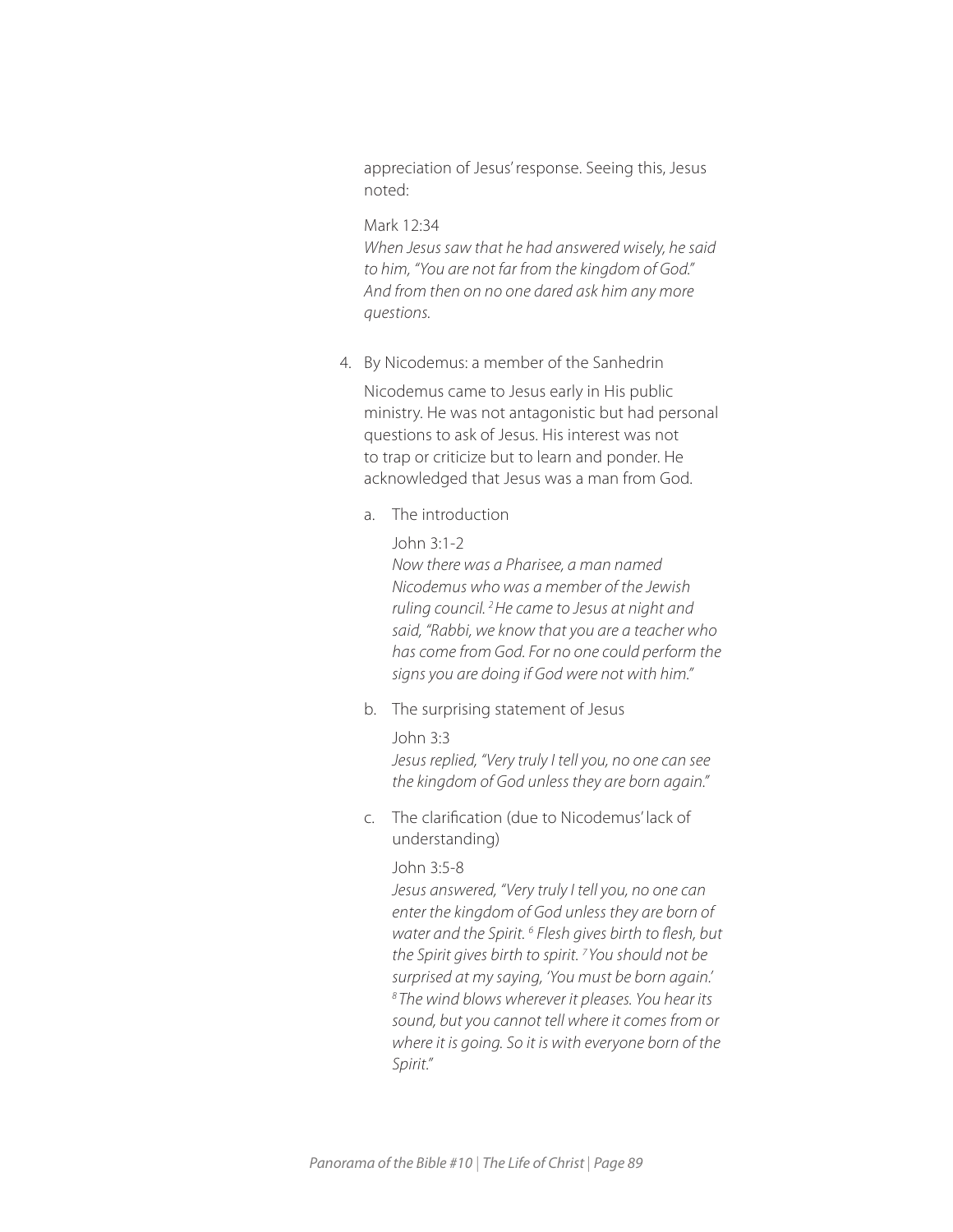appreciation of Jesus' response. Seeing this, Jesus noted:

Mark 12:34
*When Jesus saw that he had answered wisely, he said to him, "You are not far from the kingdom of God." And from then on no one dared ask him any more questions.*

4. By Nicodemus: a member of the Sanhedrin

   Nicodemus came to Jesus early in His public ministry. He was not antagonistic but had personal questions to ask of Jesus. His interest was not to trap or criticize but to learn and ponder. He acknowledged that Jesus was a man from God.

   a. The introduction

      John 3:1-2
      *Now there was a Pharisee, a man named Nicodemus who was a member of the Jewish ruling council. [2] He came to Jesus at night and said, "Rabbi, we know that you are a teacher who has come from God. For no one could perform the signs you are doing if God were not with him."*

   b. The surprising statement of Jesus

      John 3:3
      *Jesus replied, "Very truly I tell you, no one can see the kingdom of God unless they are born again."*

   c. The clarification (due to Nicodemus' lack of understanding)

      John 3:5-8
      *Jesus answered, "Very truly I tell you, no one can enter the kingdom of God unless they are born of water and the Spirit. [6] Flesh gives birth to flesh, but the Spirit gives birth to spirit. [7] You should not be surprised at my saying, 'You must be born again.' [8] The wind blows wherever it pleases. You hear its sound, but you cannot tell where it comes from or where it is going. So it is with everyone born of the Spirit."*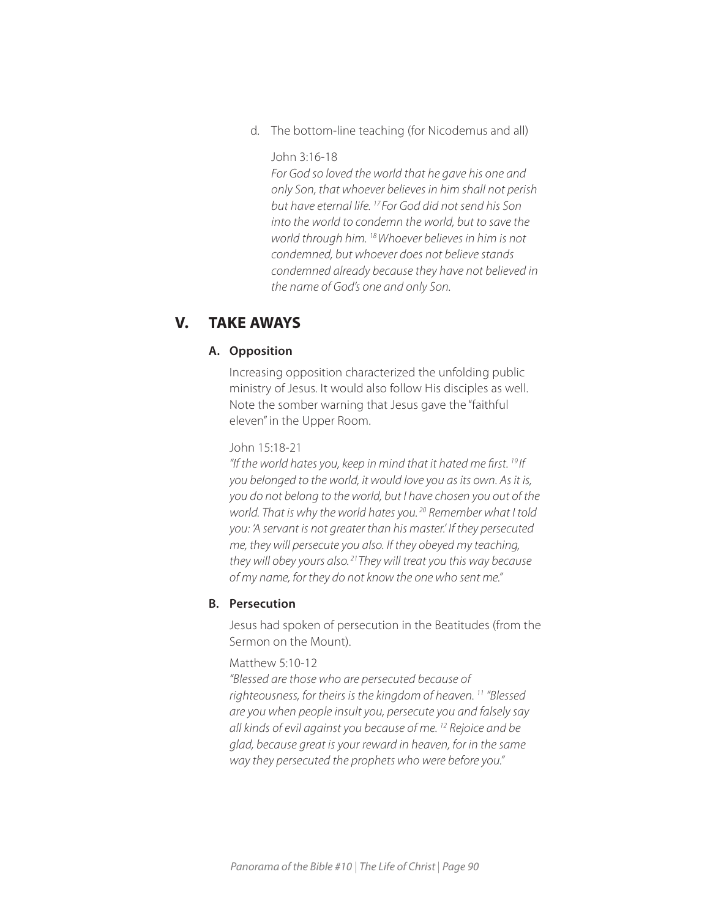d. The bottom-line teaching (for Nicodemus and all)

John 3:16-18
*For God so loved the world that he gave his one and only Son, that whoever believes in him shall not perish but have eternal life. [17] For God did not send his Son into the world to condemn the world, but to save the world through him. [18] Whoever believes in him is not condemned, but whoever does not believe stands condemned already because they have not believed in the name of God's one and only Son.*

## V. TAKE AWAYS

### A. Opposition

Increasing opposition characterized the unfolding public ministry of Jesus. It would also follow His disciples as well. Note the somber warning that Jesus gave the "faithful eleven" in the Upper Room.

John 15:18-21
*"If the world hates you, keep in mind that it hated me first. [19] If you belonged to the world, it would love you as its own. As it is, you do not belong to the world, but I have chosen you out of the world. That is why the world hates you. [20] Remember what I told you: 'A servant is not greater than his master.' If they persecuted me, they will persecute you also. If they obeyed my teaching, they will obey yours also. [21] They will treat you this way because of my name, for they do not know the one who sent me."*

### B. Persecution

Jesus had spoken of persecution in the Beatitudes (from the Sermon on the Mount).

Matthew 5:10-12
*"Blessed are those who are persecuted because of righteousness, for theirs is the kingdom of heaven. [11] "Blessed are you when people insult you, persecute you and falsely say all kinds of evil against you because of me. [12] Rejoice and be glad, because great is your reward in heaven, for in the same way they persecuted the prophets who were before you."*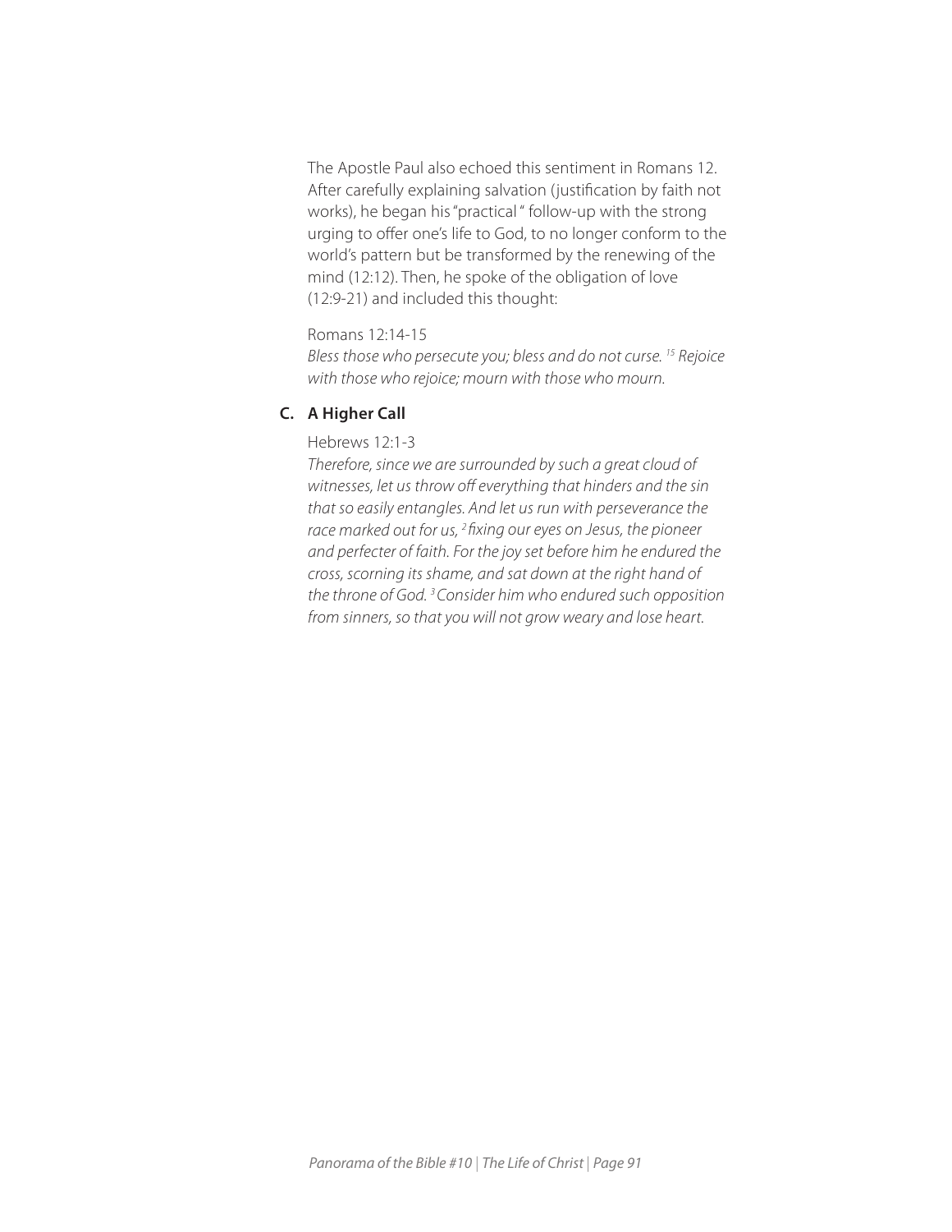The Apostle Paul also echoed this sentiment in Romans 12. After carefully explaining salvation (justification by faith not works), he began his "practical " follow-up with the strong urging to offer one's life to God, to no longer conform to the world's pattern but be transformed by the renewing of the mind (12:12). Then, he spoke of the obligation of love (12:9-21) and included this thought:

Romans 12:14-15
*Bless those who persecute you; bless and do not curse. [15] Rejoice with those who rejoice; mourn with those who mourn.*

### C. A Higher Call

Hebrews 12:1-3
*Therefore, since we are surrounded by such a great cloud of witnesses, let us throw off everything that hinders and the sin that so easily entangles. And let us run with perseverance the race marked out for us, [2] fixing our eyes on Jesus, the pioneer and perfecter of faith. For the joy set before him he endured the cross, scorning its shame, and sat down at the right hand of the throne of God. [3] Consider him who endured such opposition from sinners, so that you will not grow weary and lose heart.*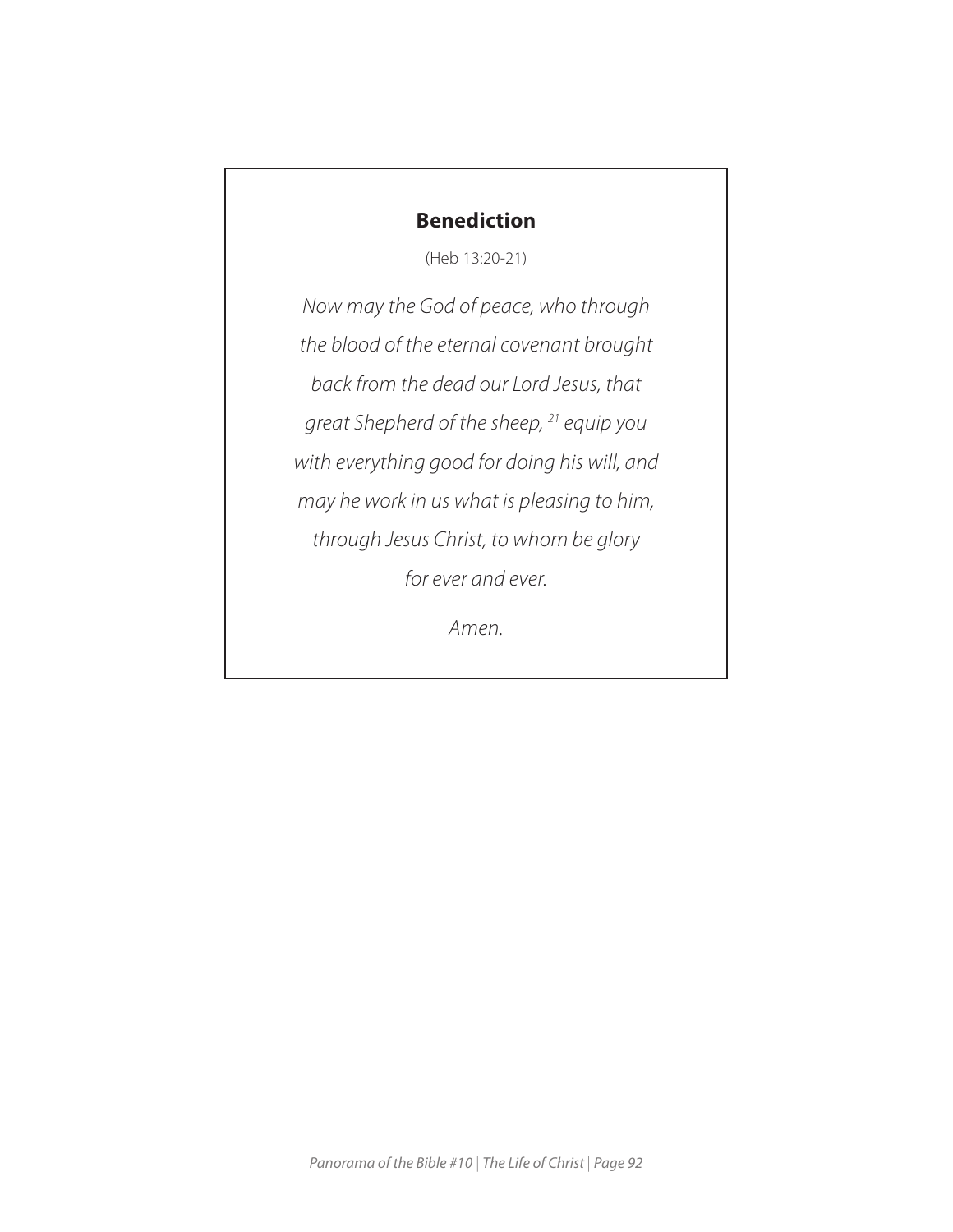## Benediction

(Heb 13:20-21)

*Now may the God of peace, who through the blood of the eternal covenant brought back from the dead our Lord Jesus, that great Shepherd of the sheep, [21] equip you with everything good for doing his will, and may he work in us what is pleasing to him, through Jesus Christ, to whom be glory for ever and ever.*

*Amen.*